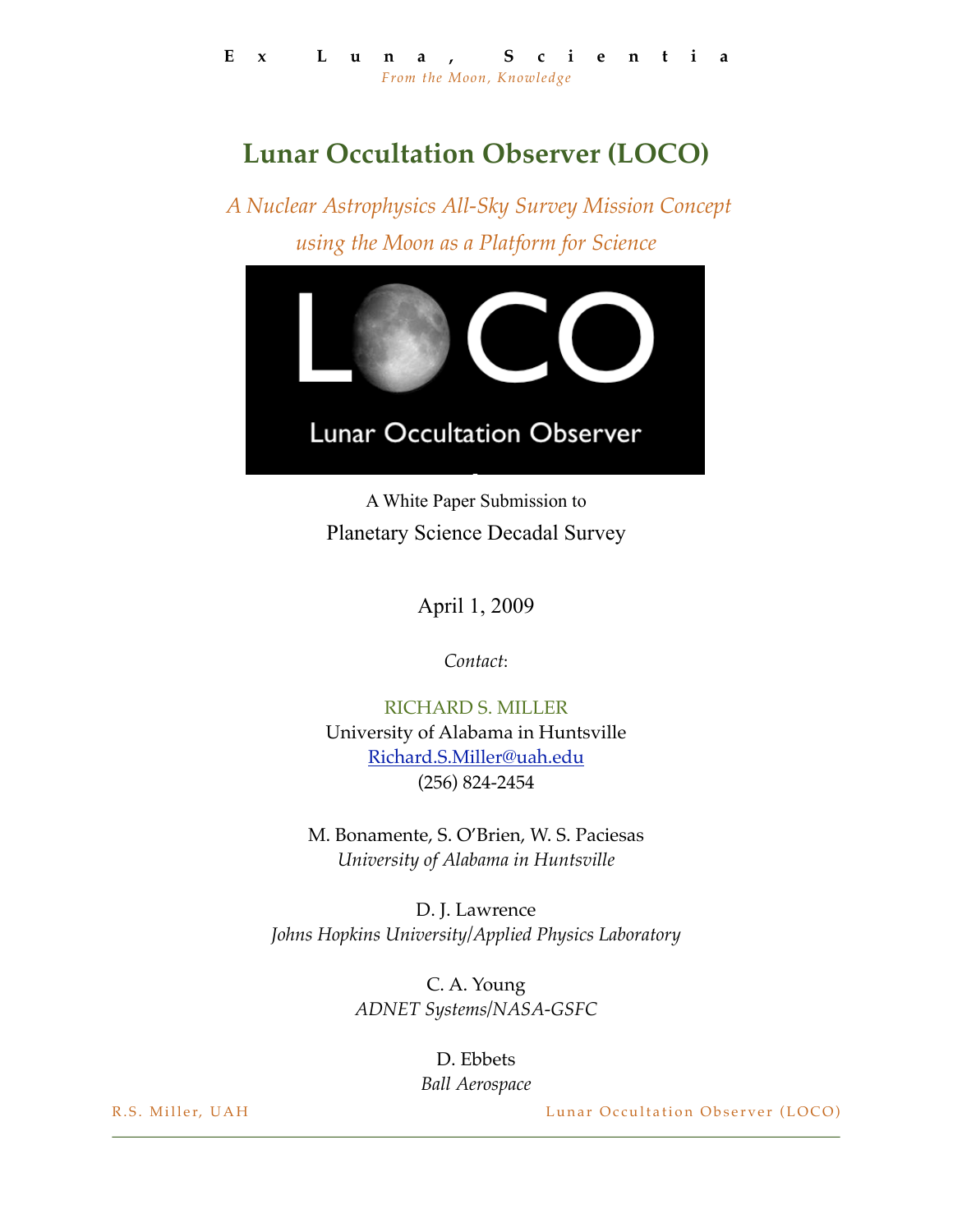**Ex Luna, Scientia**

*From the Moon, Knowledge*

# Lunar Occultation Observer (LOCO)

*A Nuclear Astrophysics All-Sky Survey Mission Concept using the Moon as a Platform for Science*

A White Paper Submission to

Planetary Science Decadal Survey

April 1, 2009

*Contact*:

RICHARD S. MILLER
University of Alabama in Huntsville
Richard.S.Miller@uah.edu
(256) 824-2454

M. Bonamente, S. O'Brien, W. S. Paciesas
*University of Alabama in Huntsville*

D. J. Lawrence
*Johns Hopkins University/Applied Physics Laboratory*

C. A. Young
*ADNET Systems/NASA-GSFC*

D. Ebbets
*Ball Aerospace*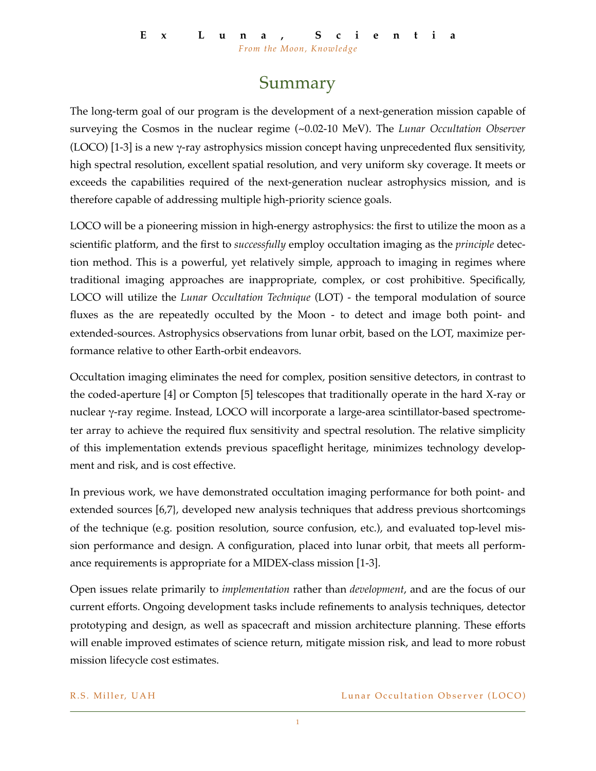# Summary

The long-term goal of our program is the development of a next-generation mission capable of surveying the Cosmos in the nuclear regime (~0.02-10 MeV). The *Lunar Occultation Observer* (LOCO) [1-3] is a new γ-ray astrophysics mission concept having unprecedented flux sensitivity, high spectral resolution, excellent spatial resolution, and very uniform sky coverage. It meets or exceeds the capabilities required of the next-generation nuclear astrophysics mission, and is therefore capable of addressing multiple high-priority science goals.

LOCO will be a pioneering mission in high-energy astrophysics: the first to utilize the moon as a scientific platform, and the first to *successfully* employ occultation imaging as the *principle* detection method. This is a powerful, yet relatively simple, approach to imaging in regimes where traditional imaging approaches are inappropriate, complex, or cost prohibitive. Specifically, LOCO will utilize the *Lunar Occultation Technique* (LOT) - the temporal modulation of source fluxes as the are repeatedly occulted by the Moon - to detect and image both point- and extended-sources. Astrophysics observations from lunar orbit, based on the LOT, maximize performance relative to other Earth-orbit endeavors.

Occultation imaging eliminates the need for complex, position sensitive detectors, in contrast to the coded-aperture [4] or Compton [5] telescopes that traditionally operate in the hard X-ray or nuclear γ-ray regime. Instead, LOCO will incorporate a large-area scintillator-based spectrometer array to achieve the required flux sensitivity and spectral resolution. The relative simplicity of this implementation extends previous spaceflight heritage, minimizes technology development and risk, and is cost effective.

In previous work, we have demonstrated occultation imaging performance for both point- and extended sources [6,7}, developed new analysis techniques that address previous shortcomings of the technique (e.g. position resolution, source confusion, etc.), and evaluated top-level mission performance and design. A configuration, placed into lunar orbit, that meets all performance requirements is appropriate for a MIDEX-class mission [1-3].

Open issues relate primarily to *implementation* rather than *development*, and are the focus of our current efforts. Ongoing development tasks include refinements to analysis techniques, detector prototyping and design, as well as spacecraft and mission architecture planning. These efforts will enable improved estimates of science return, mitigate mission risk, and lead to more robust mission lifecycle cost estimates.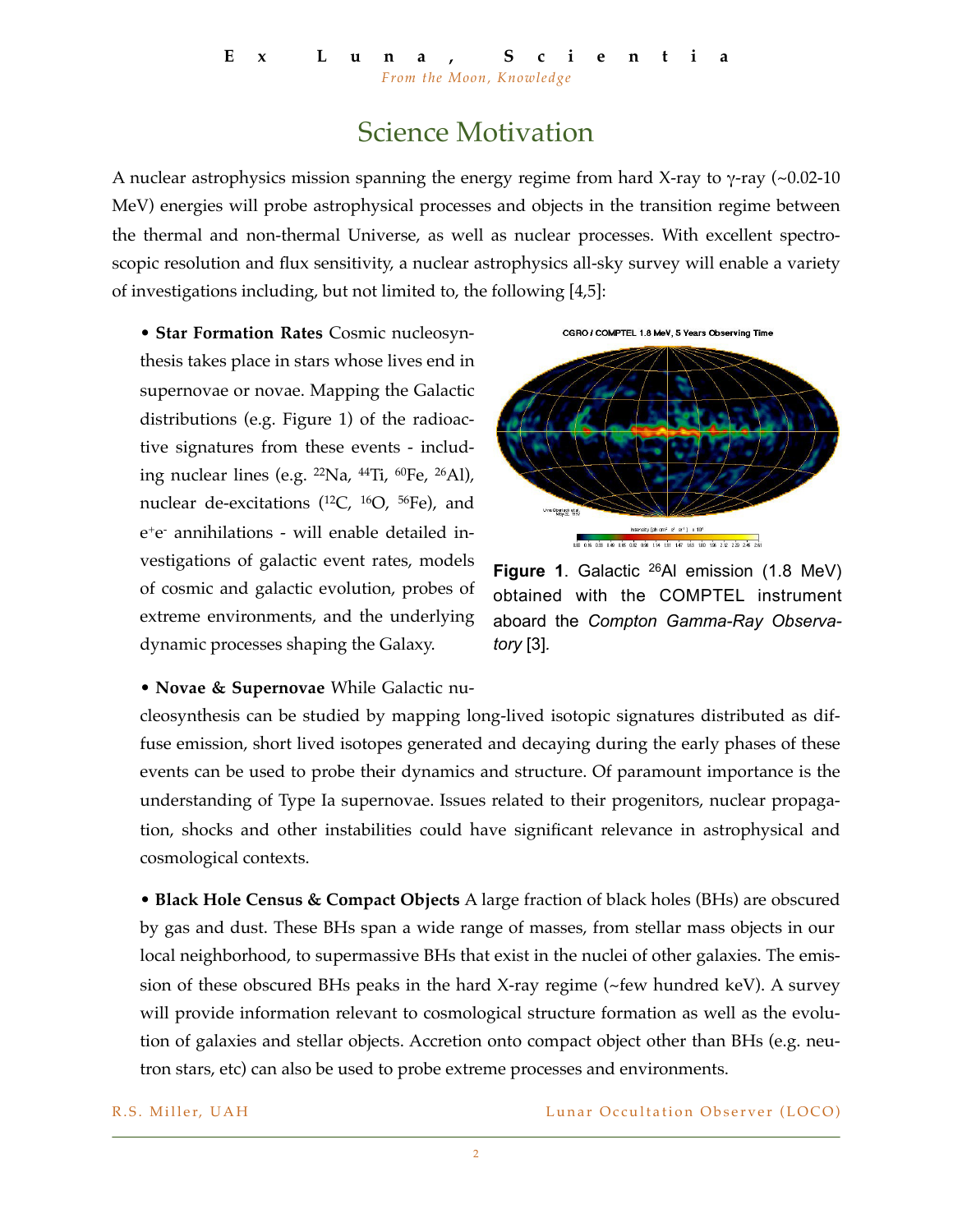# Science Motivation

A nuclear astrophysics mission spanning the energy regime from hard X-ray to γ-ray (~0.02-10 MeV) energies will probe astrophysical processes and objects in the transition regime between the thermal and non-thermal Universe, as well as nuclear processes. With excellent spectroscopic resolution and flux sensitivity, a nuclear astrophysics all-sky survey will enable a variety of investigations including, but not limited to, the following [4,5]:

- **Star Formation Rates** Cosmic nucleosynthesis takes place in stars whose lives end in supernovae or novae. Mapping the Galactic distributions (e.g. Figure 1) of the radioactive signatures from these events - including nuclear lines (e.g. $^{22}$Na, $^{44}$Ti, $^{60}$Fe, $^{26}$Al), nuclear de-excitations ($^{12}$C, $^{16}$O, $^{56}$Fe), and $e^+e^-$ annihilations - will enable detailed investigations of galactic event rates, models of cosmic and galactic evolution, probes of extreme environments, and the underlying dynamic processes shaping the Galaxy.

**Figure 1**. Galactic $^{26}$Al emission (1.8 MeV) obtained with the COMPTEL instrument aboard the *Compton Gamma-Ray Observatory* [3].

- **Novae & Supernovae** While Galactic nucleosynthesis can be studied by mapping long-lived isotopic signatures distributed as diffuse emission, short lived isotopes generated and decaying during the early phases of these events can be used to probe their dynamics and structure. Of paramount importance is the understanding of Type Ia supernovae. Issues related to their progenitors, nuclear propagation, shocks and other instabilities could have significant relevance in astrophysical and cosmological contexts.

- **Black Hole Census & Compact Objects** A large fraction of black holes (BHs) are obscured by gas and dust. These BHs span a wide range of masses, from stellar mass objects in our local neighborhood, to supermassive BHs that exist in the nuclei of other galaxies. The emission of these obscured BHs peaks in the hard X-ray regime (~few hundred keV). A survey will provide information relevant to cosmological structure formation as well as the evolution of galaxies and stellar objects. Accretion onto compact object other than BHs (e.g. neutron stars, etc) can also be used to probe extreme processes and environments.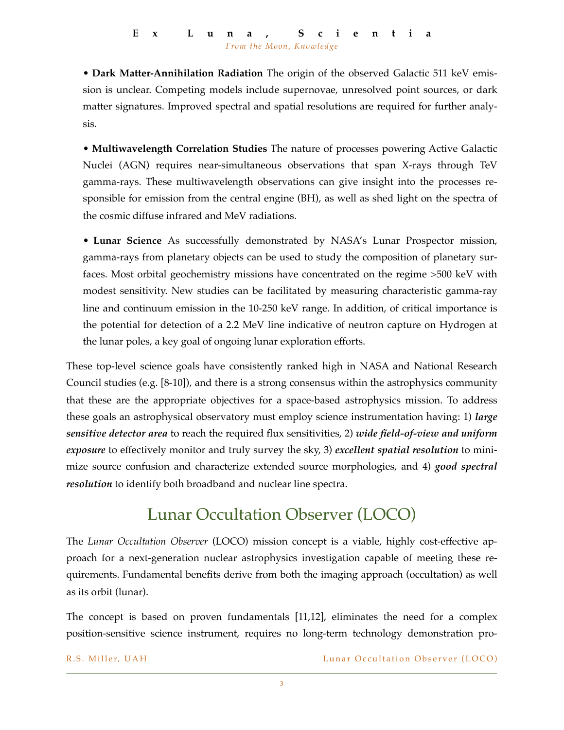• **Dark Matter-Annihilation Radiation** The origin of the observed Galactic 511 keV emission is unclear. Competing models include supernovae, unresolved point sources, or dark matter signatures. Improved spectral and spatial resolutions are required for further analysis.

• **Multiwavelength Correlation Studies** The nature of processes powering Active Galactic Nuclei (AGN) requires near-simultaneous observations that span X-rays through TeV gamma-rays. These multiwavelength observations can give insight into the processes responsible for emission from the central engine (BH), as well as shed light on the spectra of the cosmic diffuse infrared and MeV radiations.

• **Lunar Science** As successfully demonstrated by NASA's Lunar Prospector mission, gamma-rays from planetary objects can be used to study the composition of planetary surfaces. Most orbital geochemistry missions have concentrated on the regime >500 keV with modest sensitivity. New studies can be facilitated by measuring characteristic gamma-ray line and continuum emission in the 10-250 keV range. In addition, of critical importance is the potential for detection of a 2.2 MeV line indicative of neutron capture on Hydrogen at the lunar poles, a key goal of ongoing lunar exploration efforts.

These top-level science goals have consistently ranked high in NASA and National Research Council studies (e.g. [8-10]), and there is a strong consensus within the astrophysics community that these are the appropriate objectives for a space-based astrophysics mission. To address these goals an astrophysical observatory must employ science instrumentation having: 1) ***large sensitive detector area*** to reach the required flux sensitivities, 2) ***wide field-of-view and uniform exposure*** to effectively monitor and truly survey the sky, 3) ***excellent spatial resolution*** to minimize source confusion and characterize extended source morphologies, and 4) ***good spectral resolution*** to identify both broadband and nuclear line spectra.

# Lunar Occultation Observer (LOCO)

The *Lunar Occultation Observer* (LOCO) mission concept is a viable, highly cost-effective approach for a next-generation nuclear astrophysics investigation capable of meeting these requirements. Fundamental benefits derive from both the imaging approach (occultation) as well as its orbit (lunar).

The concept is based on proven fundamentals [11,12], eliminates the need for a complex position-sensitive science instrument, requires no long-term technology demonstration pro-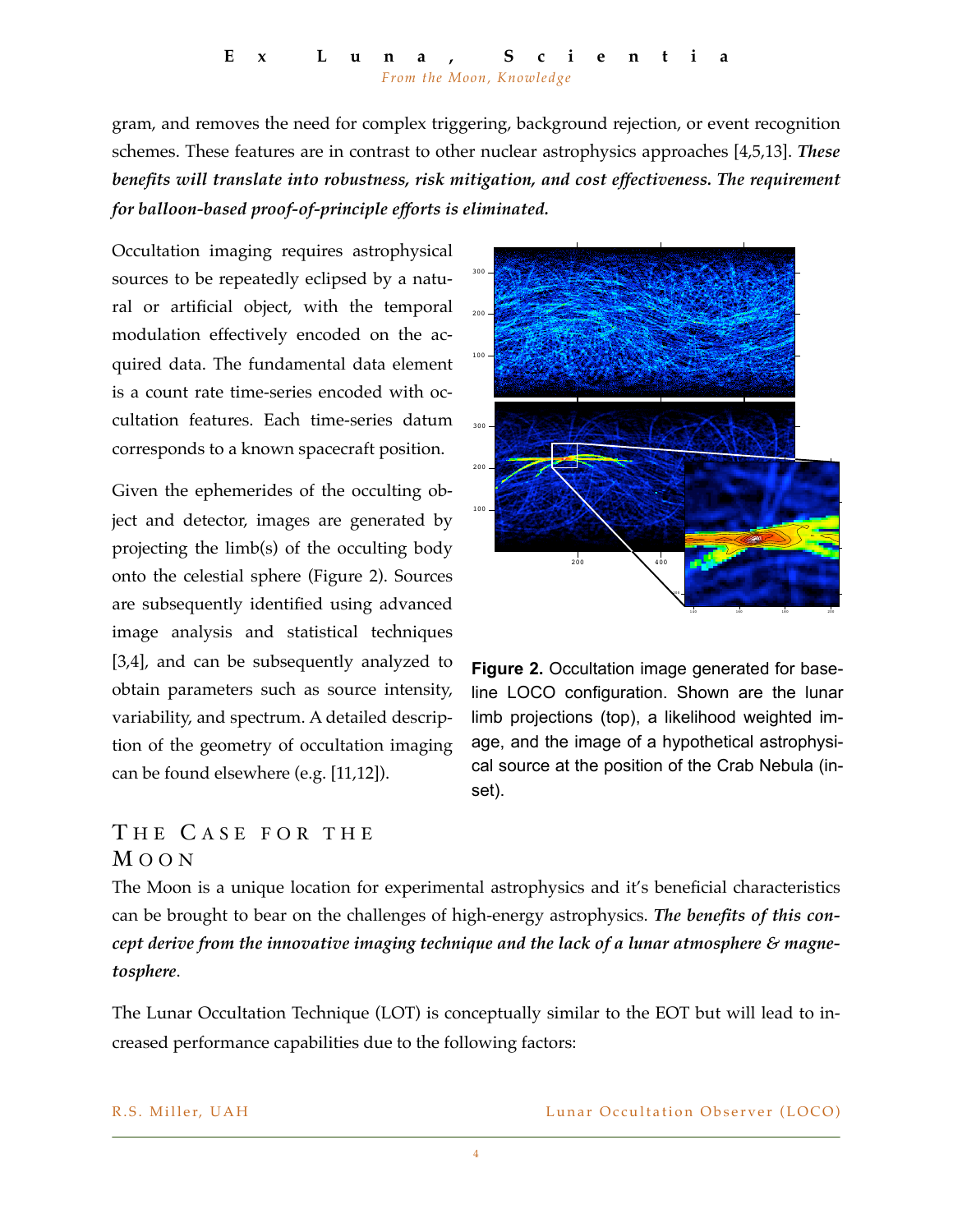gram, and removes the need for complex triggering, background rejection, or event recognition schemes. These features are in contrast to other nuclear astrophysics approaches [4,5,13]. ***These benefits will translate into robustness, risk mitigation, and cost effectiveness. The requirement for balloon-based proof-of-principle efforts is eliminated.***

Occultation imaging requires astrophysical sources to be repeatedly eclipsed by a natural or artificial object, with the temporal modulation effectively encoded on the acquired data. The fundamental data element is a count rate time-series encoded with occultation features. Each time-series datum corresponds to a known spacecraft position.

Given the ephemerides of the occulting object and detector, images are generated by projecting the limb(s) of the occulting body onto the celestial sphere (Figure 2). Sources are subsequently identified using advanced image analysis and statistical techniques [3,4], and can be subsequently analyzed to obtain parameters such as source intensity, variability, and spectrum. A detailed description of the geometry of occultation imaging can be found elsewhere (e.g. [11,12]).

**Figure 2.** Occultation image generated for baseline LOCO configuration. Shown are the lunar limb projections (top), a likelihood weighted image, and the image of a hypothetical astrophysical source at the position of the Crab Nebula (inset).

## The Case for the Moon

The Moon is a unique location for experimental astrophysics and it's beneficial characteristics can be brought to bear on the challenges of high-energy astrophysics. ***The benefits of this concept derive from the innovative imaging technique and the lack of a lunar atmosphere & magnetosphere***.

The Lunar Occultation Technique (LOT) is conceptually similar to the EOT but will lead to increased performance capabilities due to the following factors: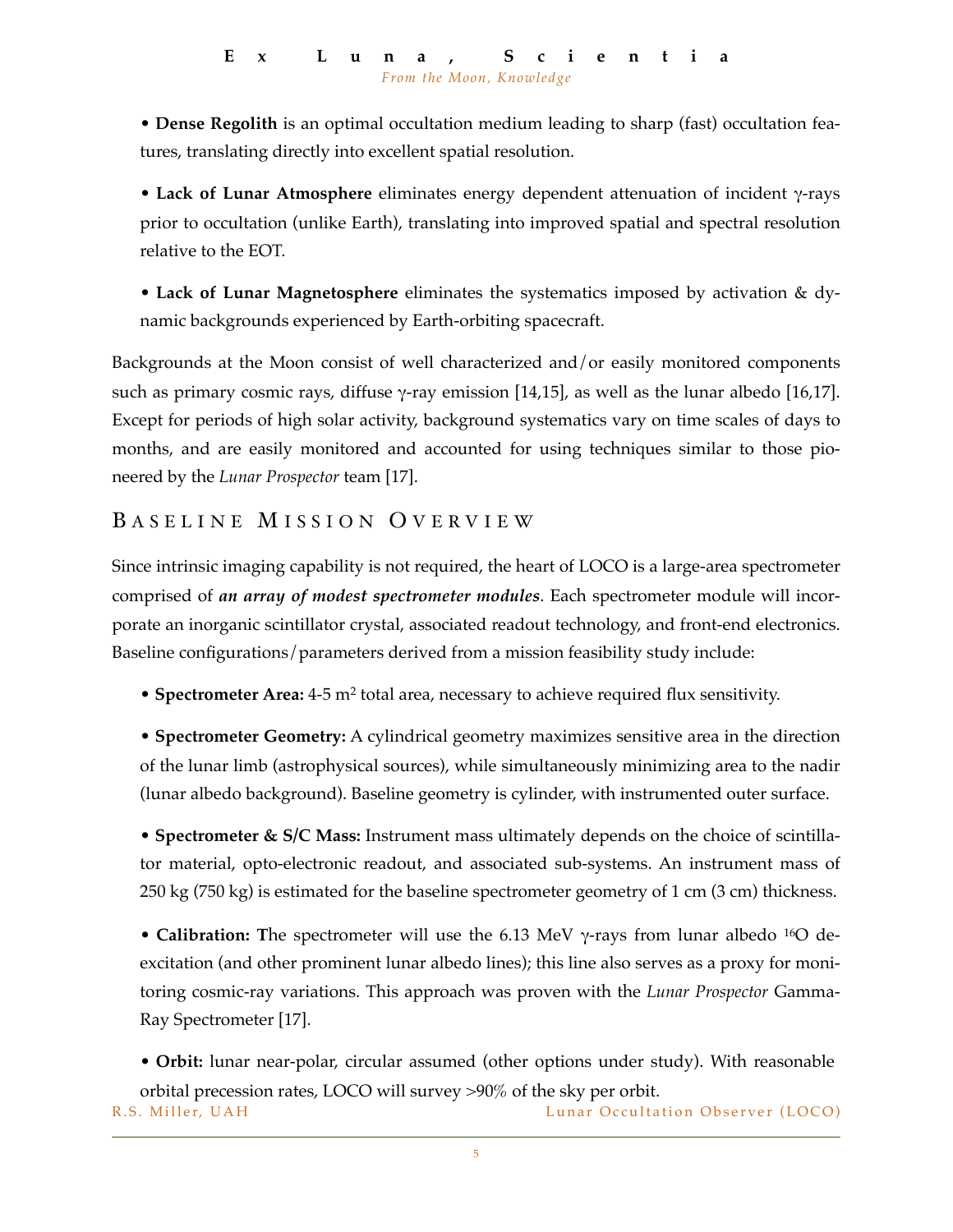• **Dense Regolith** is an optimal occultation medium leading to sharp (fast) occultation features, translating directly into excellent spatial resolution.

• **Lack of Lunar Atmosphere** eliminates energy dependent attenuation of incident γ-rays prior to occultation (unlike Earth), translating into improved spatial and spectral resolution relative to the EOT.

• **Lack of Lunar Magnetosphere** eliminates the systematics imposed by activation & dynamic backgrounds experienced by Earth-orbiting spacecraft.

Backgrounds at the Moon consist of well characterized and/or easily monitored components such as primary cosmic rays, diffuse γ-ray emission [14,15], as well as the lunar albedo [16,17]. Except for periods of high solar activity, background systematics vary on time scales of days to months, and are easily monitored and accounted for using techniques similar to those pioneered by the *Lunar Prospector* team [17].

## Baseline Mission Overview

Since intrinsic imaging capability is not required, the heart of LOCO is a large-area spectrometer comprised of ***an array of modest spectrometer modules***. Each spectrometer module will incorporate an inorganic scintillator crystal, associated readout technology, and front-end electronics. Baseline configurations/parameters derived from a mission feasibility study include:

• **Spectrometer Area:** 4-5 m$^2$ total area, necessary to achieve required flux sensitivity.

• **Spectrometer Geometry:** A cylindrical geometry maximizes sensitive area in the direction of the lunar limb (astrophysical sources), while simultaneously minimizing area to the nadir (lunar albedo background). Baseline geometry is cylinder, with instrumented outer surface.

• **Spectrometer & S/C Mass:** Instrument mass ultimately depends on the choice of scintillator material, opto-electronic readout, and associated sub-systems. An instrument mass of 250 kg (750 kg) is estimated for the baseline spectrometer geometry of 1 cm (3 cm) thickness.

• **Calibration:** The spectrometer will use the 6.13 MeV γ-rays from lunar albedo $^{16}$O de-excitation (and other prominent lunar albedo lines); this line also serves as a proxy for monitoring cosmic-ray variations. This approach was proven with the *Lunar Prospector* Gamma-Ray Spectrometer [17].

• **Orbit:** lunar near-polar, circular assumed (other options under study). With reasonable orbital precession rates, LOCO will survey >90% of the sky per orbit.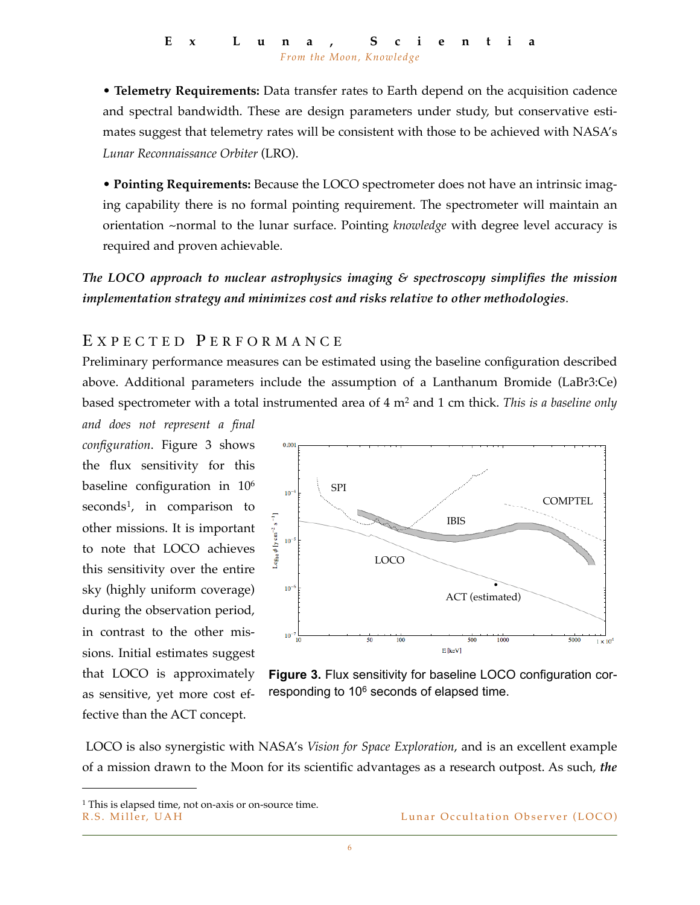• **Telemetry Requirements:** Data transfer rates to Earth depend on the acquisition cadence and spectral bandwidth. These are design parameters under study, but conservative estimates suggest that telemetry rates will be consistent with those to be achieved with NASA's *Lunar Reconnaissance Orbiter* (LRO).

• **Pointing Requirements:** Because the LOCO spectrometer does not have an intrinsic imaging capability there is no formal pointing requirement. The spectrometer will maintain an orientation ~normal to the lunar surface. Pointing *knowledge* with degree level accuracy is required and proven achievable.

***The LOCO approach to nuclear astrophysics imaging & spectroscopy simplifies the mission implementation strategy and minimizes cost and risks relative to other methodologies.***

## Expected Performance

Preliminary performance measures can be estimated using the baseline configuration described above. Additional parameters include the assumption of a Lanthanum Bromide (LaBr3:Ce) based spectrometer with a total instrumented area of 4 m$^2$ and 1 cm thick. *This is a baseline only and does not represent a final configuration*. Figure 3 shows the flux sensitivity for this baseline configuration in $10^6$ seconds[1], in comparison to other missions. It is important to note that LOCO achieves this sensitivity over the entire sky (highly uniform coverage) during the observation period, in contrast to the other missions. Initial estimates suggest that LOCO is approximately as sensitive, yet more cost effective than the ACT concept.

**Figure 3.** Flux sensitivity for baseline LOCO configuration corresponding to $10^6$ seconds of elapsed time.

LOCO is also synergistic with NASA's *Vision for Space Exploration*, and is an excellent example of a mission drawn to the Moon for its scientific advantages as a research outpost. As such, ***the***

[1] This is elapsed time, not on-axis or on-source time.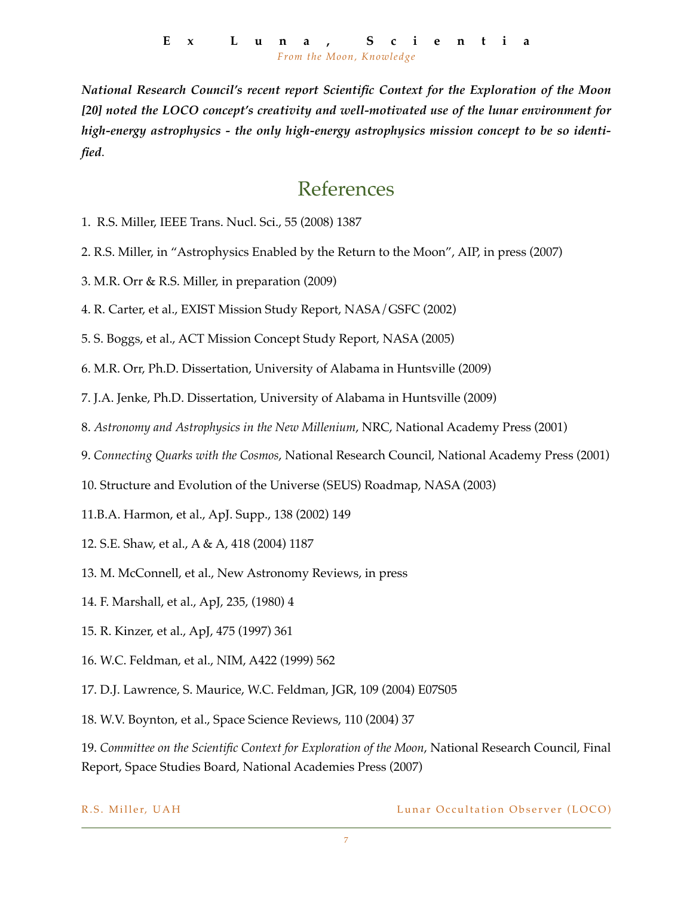***National Research Council's recent report Scientific Context for the Exploration of the Moon [20] noted the LOCO concept's creativity and well-motivated use of the lunar environment for high-energy astrophysics - the only high-energy astrophysics mission concept to be so identified***.

# References

1. R.S. Miller, IEEE Trans. Nucl. Sci., 55 (2008) 1387

2. R.S. Miller, in "Astrophysics Enabled by the Return to the Moon", AIP, in press (2007)

3. M.R. Orr & R.S. Miller, in preparation (2009)

4. R. Carter, et al., EXIST Mission Study Report, NASA/GSFC (2002)

5. S. Boggs, et al., ACT Mission Concept Study Report, NASA (2005)

6. M.R. Orr, Ph.D. Dissertation, University of Alabama in Huntsville (2009)

7. J.A. Jenke, Ph.D. Dissertation, University of Alabama in Huntsville (2009)

8. *Astronomy and Astrophysics in the New Millenium*, NRC, National Academy Press (2001)

9. *Connecting Quarks with the Cosmos*, National Research Council, National Academy Press (2001)

10. Structure and Evolution of the Universe (SEUS) Roadmap, NASA (2003)

11. B.A. Harmon, et al., ApJ. Supp., 138 (2002) 149

12. S.E. Shaw, et al., A & A, 418 (2004) 1187

13. M. McConnell, et al., New Astronomy Reviews, in press

14. F. Marshall, et al., ApJ, 235, (1980) 4

15. R. Kinzer, et al., ApJ, 475 (1997) 361

16. W.C. Feldman, et al., NIM, A422 (1999) 562

17. D.J. Lawrence, S. Maurice, W.C. Feldman, JGR, 109 (2004) E07S05

18. W.V. Boynton, et al., Space Science Reviews, 110 (2004) 37

19. *Committee on the Scientific Context for Exploration of the Moon*, National Research Council, Final Report, Space Studies Board, National Academies Press (2007)